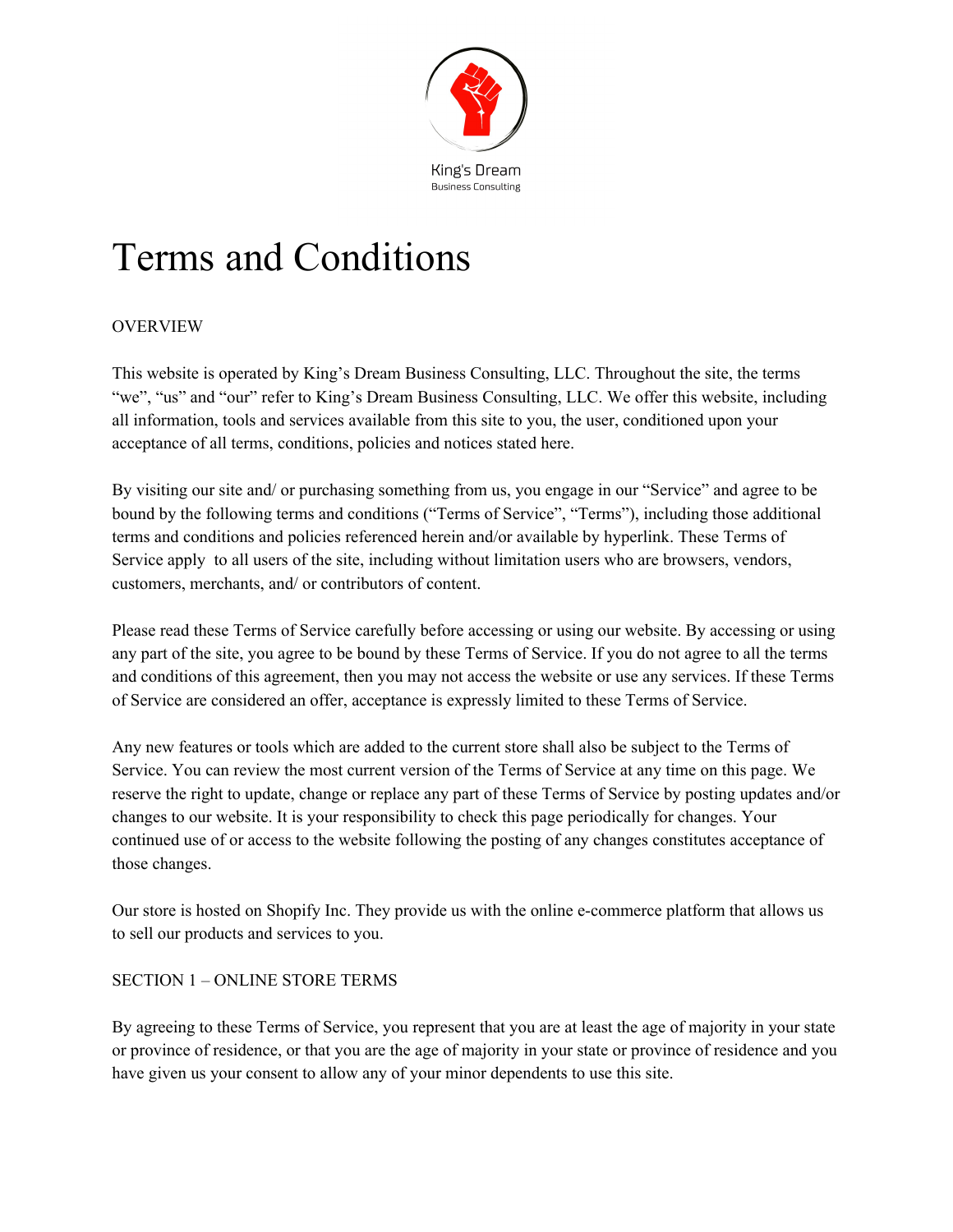King's Dream
Business Consulting

# Terms and Conditions

## OVERVIEW

This website is operated by King’s Dream Business Consulting, LLC. Throughout the site, the terms “we”, “us” and “our” refer to King’s Dream Business Consulting, LLC. We offer this website, including all information, tools and services available from this site to you, the user, conditioned upon your acceptance of all terms, conditions, policies and notices stated here.

By visiting our site and/ or purchasing something from us, you engage in our “Service” and agree to be bound by the following terms and conditions (“Terms of Service”, “Terms”), including those additional terms and conditions and policies referenced herein and/or available by hyperlink. These Terms of Service apply to all users of the site, including without limitation users who are browsers, vendors, customers, merchants, and/ or contributors of content.

Please read these Terms of Service carefully before accessing or using our website. By accessing or using any part of the site, you agree to be bound by these Terms of Service. If you do not agree to all the terms and conditions of this agreement, then you may not access the website or use any services. If these Terms of Service are considered an offer, acceptance is expressly limited to these Terms of Service.

Any new features or tools which are added to the current store shall also be subject to the Terms of Service. You can review the most current version of the Terms of Service at any time on this page. We reserve the right to update, change or replace any part of these Terms of Service by posting updates and/or changes to our website. It is your responsibility to check this page periodically for changes. Your continued use of or access to the website following the posting of any changes constitutes acceptance of those changes.

Our store is hosted on Shopify Inc. They provide us with the online e-commerce platform that allows us to sell our products and services to you.

## SECTION 1 – ONLINE STORE TERMS

By agreeing to these Terms of Service, you represent that you are at least the age of majority in your state or province of residence, or that you are the age of majority in your state or province of residence and you have given us your consent to allow any of your minor dependents to use this site.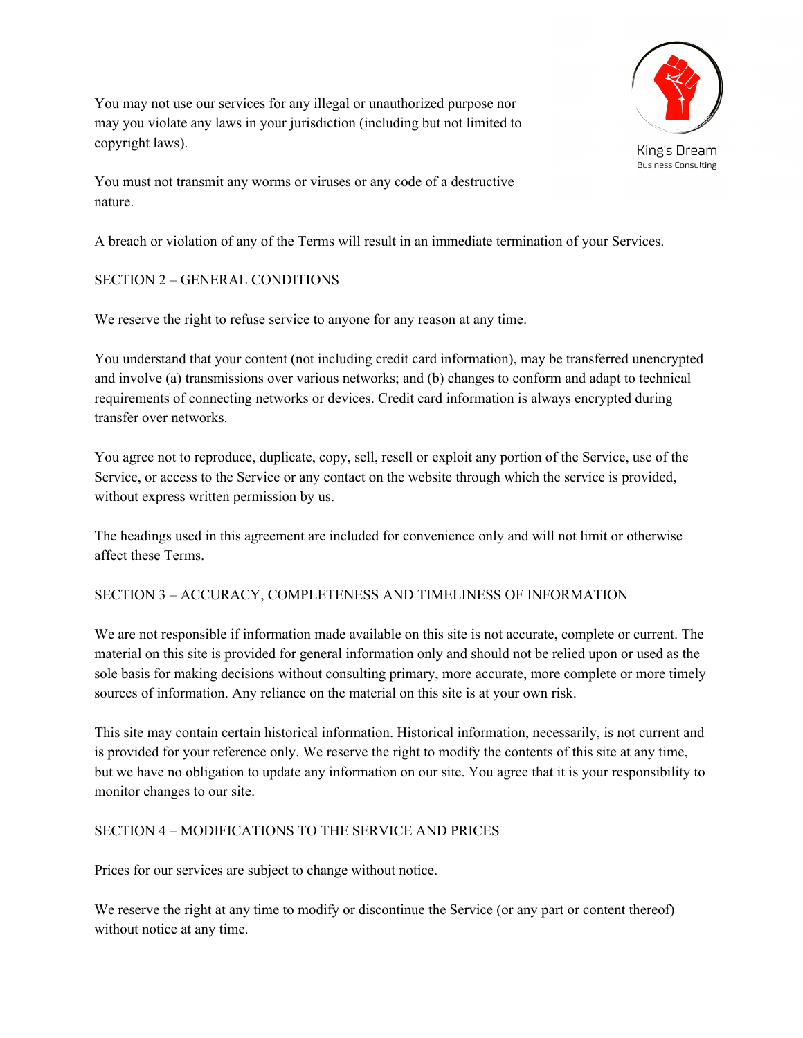You may not use our services for any illegal or unauthorized purpose nor may you violate any laws in your jurisdiction (including but not limited to copyright laws).

You must not transmit any worms or viruses or any code of a destructive nature.

A breach or violation of any of the Terms will result in an immediate termination of your Services.

## SECTION 2 – GENERAL CONDITIONS

We reserve the right to refuse service to anyone for any reason at any time.

You understand that your content (not including credit card information), may be transferred unencrypted and involve (a) transmissions over various networks; and (b) changes to conform and adapt to technical requirements of connecting networks or devices. Credit card information is always encrypted during transfer over networks.

You agree not to reproduce, duplicate, copy, sell, resell or exploit any portion of the Service, use of the Service, or access to the Service or any contact on the website through which the service is provided, without express written permission by us.

The headings used in this agreement are included for convenience only and will not limit or otherwise affect these Terms.

## SECTION 3 – ACCURACY, COMPLETENESS AND TIMELINESS OF INFORMATION

We are not responsible if information made available on this site is not accurate, complete or current. The material on this site is provided for general information only and should not be relied upon or used as the sole basis for making decisions without consulting primary, more accurate, more complete or more timely sources of information. Any reliance on the material on this site is at your own risk.

This site may contain certain historical information. Historical information, necessarily, is not current and is provided for your reference only. We reserve the right to modify the contents of this site at any time, but we have no obligation to update any information on our site. You agree that it is your responsibility to monitor changes to our site.

## SECTION 4 – MODIFICATIONS TO THE SERVICE AND PRICES

Prices for our services are subject to change without notice.

We reserve the right at any time to modify or discontinue the Service (or any part or content thereof) without notice at any time.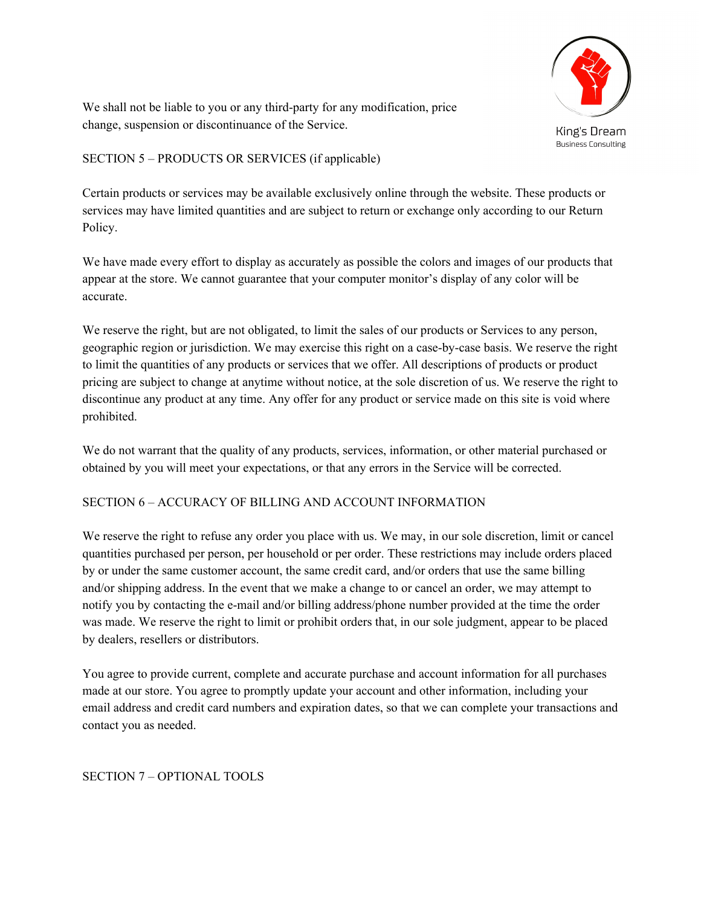We shall not be liable to you or any third-party for any modification, price change, suspension or discontinuance of the Service.

## SECTION 5 – PRODUCTS OR SERVICES (if applicable)

Certain products or services may be available exclusively online through the website. These products or services may have limited quantities and are subject to return or exchange only according to our Return Policy.

We have made every effort to display as accurately as possible the colors and images of our products that appear at the store. We cannot guarantee that your computer monitor's display of any color will be accurate.

We reserve the right, but are not obligated, to limit the sales of our products or Services to any person, geographic region or jurisdiction. We may exercise this right on a case-by-case basis. We reserve the right to limit the quantities of any products or services that we offer. All descriptions of products or product pricing are subject to change at anytime without notice, at the sole discretion of us. We reserve the right to discontinue any product at any time. Any offer for any product or service made on this site is void where prohibited.

We do not warrant that the quality of any products, services, information, or other material purchased or obtained by you will meet your expectations, or that any errors in the Service will be corrected.

## SECTION 6 – ACCURACY OF BILLING AND ACCOUNT INFORMATION

We reserve the right to refuse any order you place with us. We may, in our sole discretion, limit or cancel quantities purchased per person, per household or per order. These restrictions may include orders placed by or under the same customer account, the same credit card, and/or orders that use the same billing and/or shipping address. In the event that we make a change to or cancel an order, we may attempt to notify you by contacting the e-mail and/or billing address/phone number provided at the time the order was made. We reserve the right to limit or prohibit orders that, in our sole judgment, appear to be placed by dealers, resellers or distributors.

You agree to provide current, complete and accurate purchase and account information for all purchases made at our store. You agree to promptly update your account and other information, including your email address and credit card numbers and expiration dates, so that we can complete your transactions and contact you as needed.

## SECTION 7 – OPTIONAL TOOLS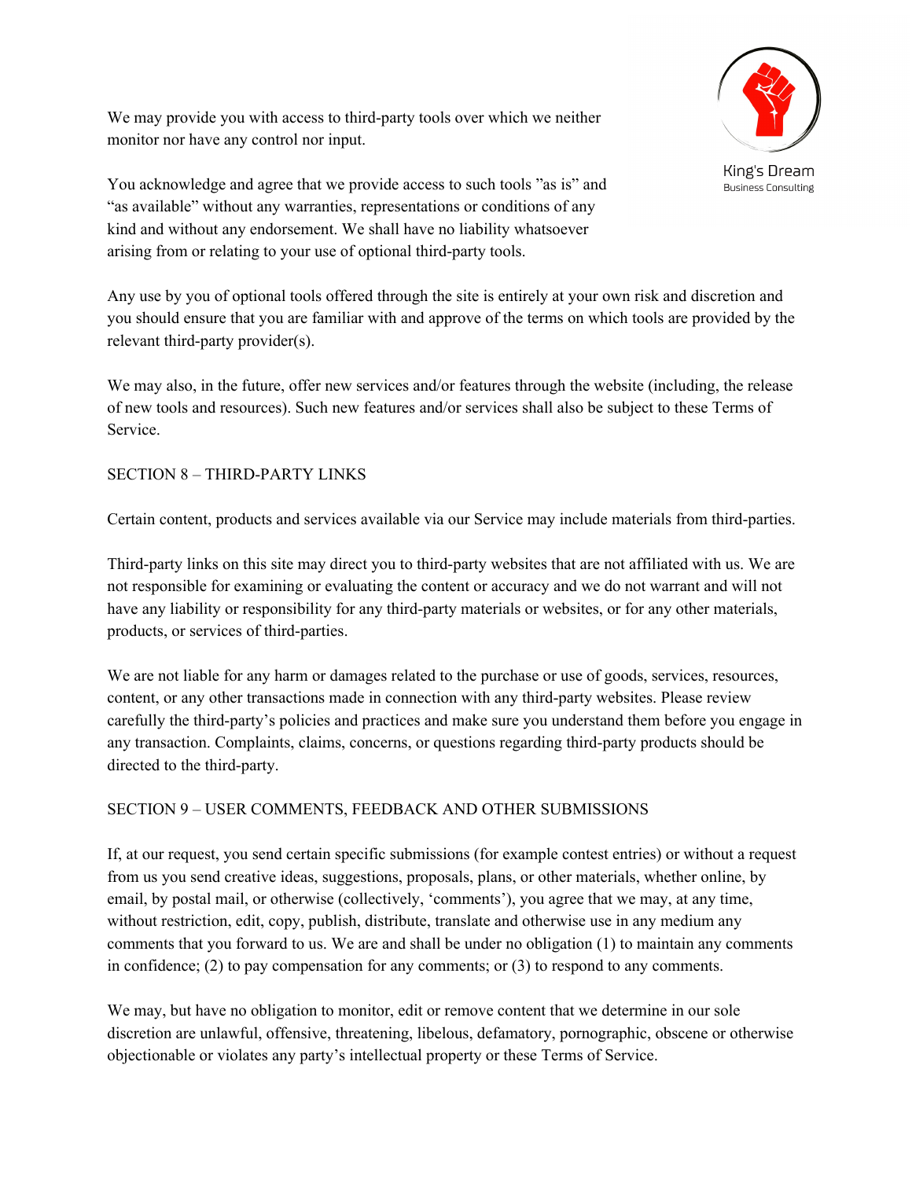We may provide you with access to third-party tools over which we neither monitor nor have any control nor input.

You acknowledge and agree that we provide access to such tools ”as is” and “as available” without any warranties, representations or conditions of any kind and without any endorsement. We shall have no liability whatsoever arising from or relating to your use of optional third-party tools.

Any use by you of optional tools offered through the site is entirely at your own risk and discretion and you should ensure that you are familiar with and approve of the terms on which tools are provided by the relevant third-party provider(s).

We may also, in the future, offer new services and/or features through the website (including, the release of new tools and resources). Such new features and/or services shall also be subject to these Terms of Service.

SECTION 8 – THIRD-PARTY LINKS

Certain content, products and services available via our Service may include materials from third-parties.

Third-party links on this site may direct you to third-party websites that are not affiliated with us. We are not responsible for examining or evaluating the content or accuracy and we do not warrant and will not have any liability or responsibility for any third-party materials or websites, or for any other materials, products, or services of third-parties.

We are not liable for any harm or damages related to the purchase or use of goods, services, resources, content, or any other transactions made in connection with any third-party websites. Please review carefully the third-party’s policies and practices and make sure you understand them before you engage in any transaction. Complaints, claims, concerns, or questions regarding third-party products should be directed to the third-party.

SECTION 9 – USER COMMENTS, FEEDBACK AND OTHER SUBMISSIONS

If, at our request, you send certain specific submissions (for example contest entries) or without a request from us you send creative ideas, suggestions, proposals, plans, or other materials, whether online, by email, by postal mail, or otherwise (collectively, ‘comments’), you agree that we may, at any time, without restriction, edit, copy, publish, distribute, translate and otherwise use in any medium any comments that you forward to us. We are and shall be under no obligation (1) to maintain any comments in confidence; (2) to pay compensation for any comments; or (3) to respond to any comments.

We may, but have no obligation to monitor, edit or remove content that we determine in our sole discretion are unlawful, offensive, threatening, libelous, defamatory, pornographic, obscene or otherwise objectionable or violates any party’s intellectual property or these Terms of Service.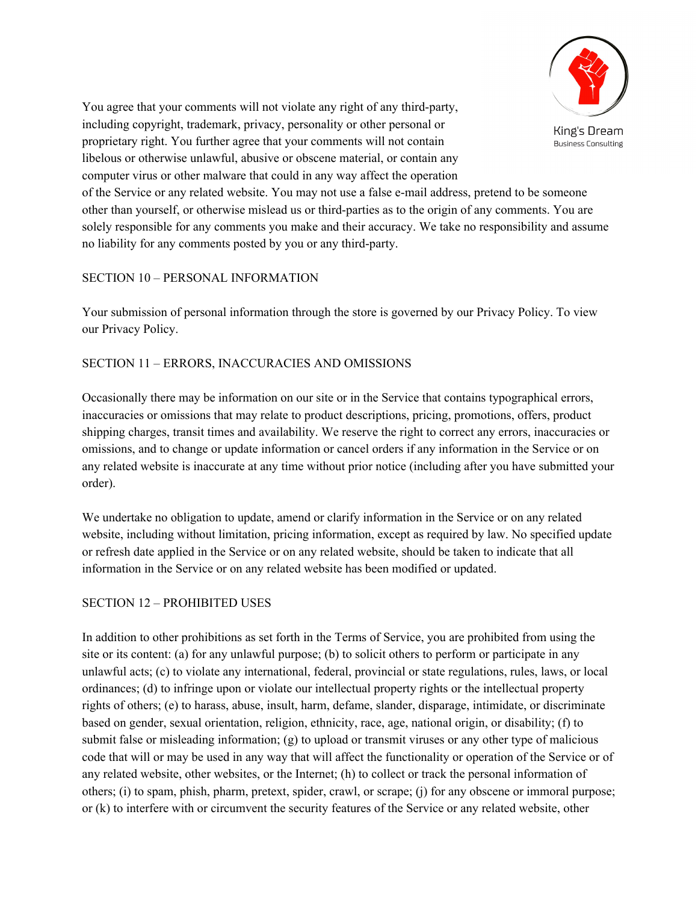You agree that your comments will not violate any right of any third-party, including copyright, trademark, privacy, personality or other personal or proprietary right. You further agree that your comments will not contain libelous or otherwise unlawful, abusive or obscene material, or contain any computer virus or other malware that could in any way affect the operation of the Service or any related website. You may not use a false e-mail address, pretend to be someone other than yourself, or otherwise mislead us or third-parties as to the origin of any comments. You are solely responsible for any comments you make and their accuracy. We take no responsibility and assume no liability for any comments posted by you or any third-party.

SECTION 10 – PERSONAL INFORMATION

Your submission of personal information through the store is governed by our Privacy Policy. To view our Privacy Policy.

SECTION 11 – ERRORS, INACCURACIES AND OMISSIONS

Occasionally there may be information on our site or in the Service that contains typographical errors, inaccuracies or omissions that may relate to product descriptions, pricing, promotions, offers, product shipping charges, transit times and availability. We reserve the right to correct any errors, inaccuracies or omissions, and to change or update information or cancel orders if any information in the Service or on any related website is inaccurate at any time without prior notice (including after you have submitted your order).

We undertake no obligation to update, amend or clarify information in the Service or on any related website, including without limitation, pricing information, except as required by law. No specified update or refresh date applied in the Service or on any related website, should be taken to indicate that all information in the Service or on any related website has been modified or updated.

SECTION 12 – PROHIBITED USES

In addition to other prohibitions as set forth in the Terms of Service, you are prohibited from using the site or its content: (a) for any unlawful purpose; (b) to solicit others to perform or participate in any unlawful acts; (c) to violate any international, federal, provincial or state regulations, rules, laws, or local ordinances; (d) to infringe upon or violate our intellectual property rights or the intellectual property rights of others; (e) to harass, abuse, insult, harm, defame, slander, disparage, intimidate, or discriminate based on gender, sexual orientation, religion, ethnicity, race, age, national origin, or disability; (f) to submit false or misleading information; (g) to upload or transmit viruses or any other type of malicious code that will or may be used in any way that will affect the functionality or operation of the Service or of any related website, other websites, or the Internet; (h) to collect or track the personal information of others; (i) to spam, phish, pharm, pretext, spider, crawl, or scrape; (j) for any obscene or immoral purpose; or (k) to interfere with or circumvent the security features of the Service or any related website, other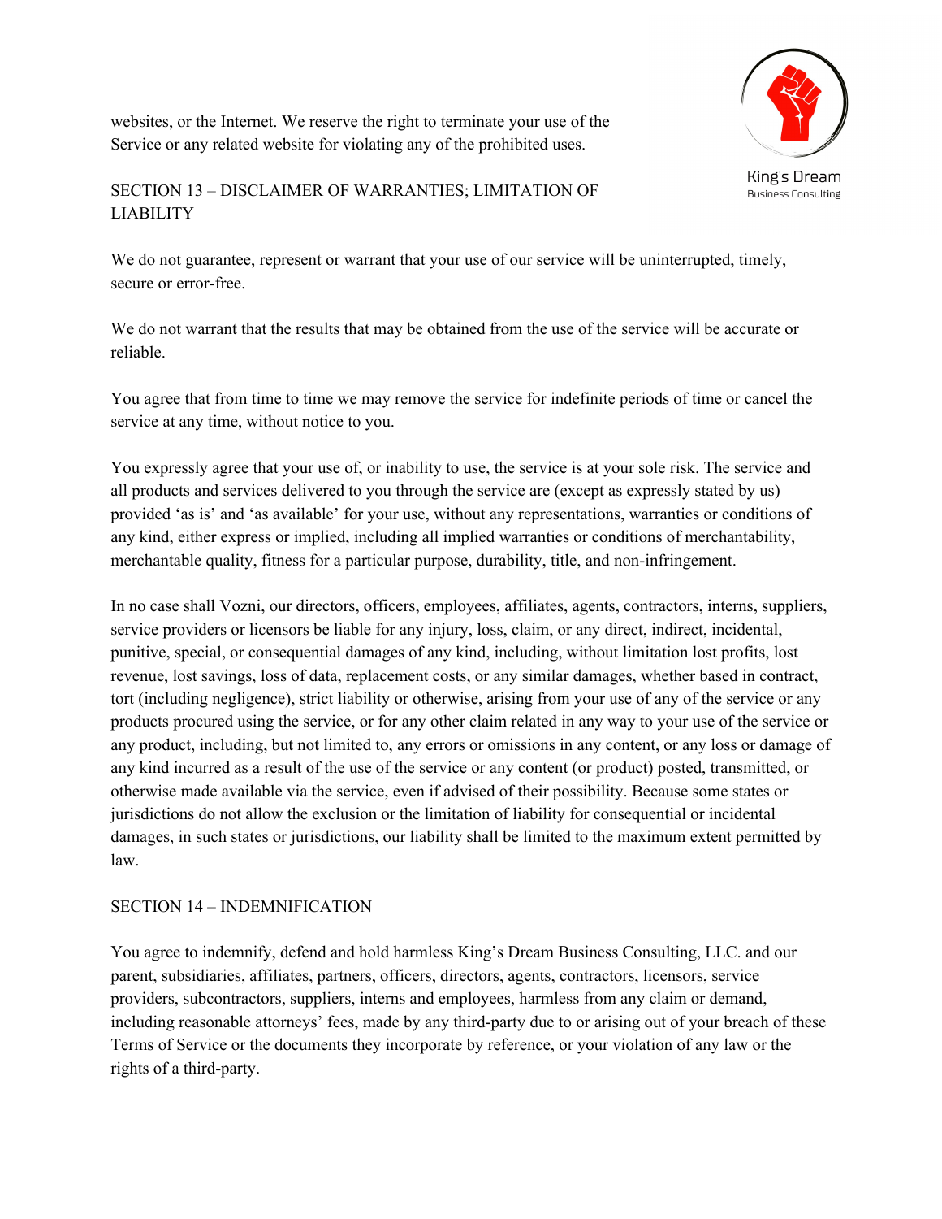websites, or the Internet. We reserve the right to terminate your use of the Service or any related website for violating any of the prohibited uses.

## SECTION 13 – DISCLAIMER OF WARRANTIES; LIMITATION OF LIABILITY

We do not guarantee, represent or warrant that your use of our service will be uninterrupted, timely, secure or error-free.

We do not warrant that the results that may be obtained from the use of the service will be accurate or reliable.

You agree that from time to time we may remove the service for indefinite periods of time or cancel the service at any time, without notice to you.

You expressly agree that your use of, or inability to use, the service is at your sole risk. The service and all products and services delivered to you through the service are (except as expressly stated by us) provided 'as is' and 'as available' for your use, without any representations, warranties or conditions of any kind, either express or implied, including all implied warranties or conditions of merchantability, merchantable quality, fitness for a particular purpose, durability, title, and non-infringement.

In no case shall Vozni, our directors, officers, employees, affiliates, agents, contractors, interns, suppliers, service providers or licensors be liable for any injury, loss, claim, or any direct, indirect, incidental, punitive, special, or consequential damages of any kind, including, without limitation lost profits, lost revenue, lost savings, loss of data, replacement costs, or any similar damages, whether based in contract, tort (including negligence), strict liability or otherwise, arising from your use of any of the service or any products procured using the service, or for any other claim related in any way to your use of the service or any product, including, but not limited to, any errors or omissions in any content, or any loss or damage of any kind incurred as a result of the use of the service or any content (or product) posted, transmitted, or otherwise made available via the service, even if advised of their possibility. Because some states or jurisdictions do not allow the exclusion or the limitation of liability for consequential or incidental damages, in such states or jurisdictions, our liability shall be limited to the maximum extent permitted by law.

## SECTION 14 – INDEMNIFICATION

You agree to indemnify, defend and hold harmless King's Dream Business Consulting, LLC. and our parent, subsidiaries, affiliates, partners, officers, directors, agents, contractors, licensors, service providers, subcontractors, suppliers, interns and employees, harmless from any claim or demand, including reasonable attorneys' fees, made by any third-party due to or arising out of your breach of these Terms of Service or the documents they incorporate by reference, or your violation of any law or the rights of a third-party.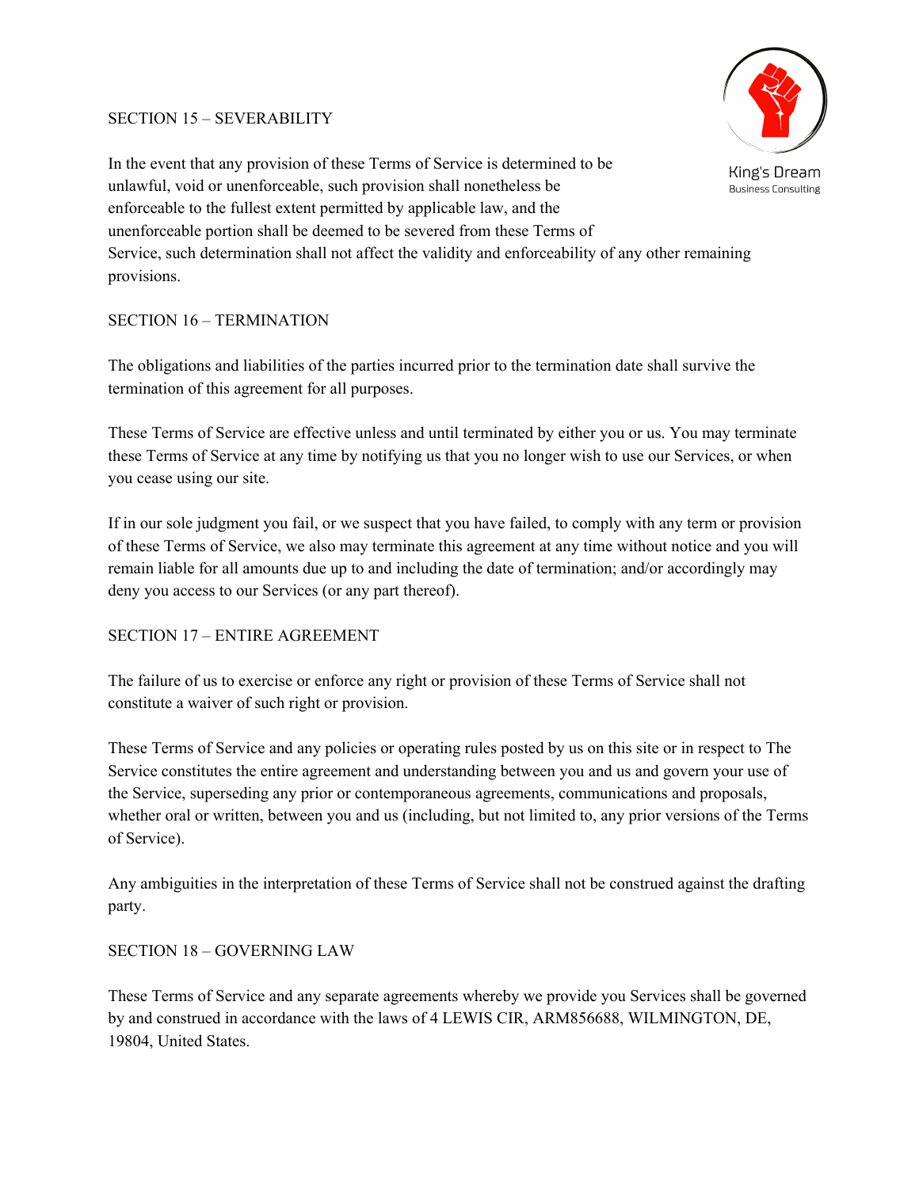## SECTION 15 – SEVERABILITY

In the event that any provision of these Terms of Service is determined to be unlawful, void or unenforceable, such provision shall nonetheless be enforceable to the fullest extent permitted by applicable law, and the unenforceable portion shall be deemed to be severed from these Terms of Service, such determination shall not affect the validity and enforceability of any other remaining provisions.

## SECTION 16 – TERMINATION

The obligations and liabilities of the parties incurred prior to the termination date shall survive the termination of this agreement for all purposes.

These Terms of Service are effective unless and until terminated by either you or us. You may terminate these Terms of Service at any time by notifying us that you no longer wish to use our Services, or when you cease using our site.

If in our sole judgment you fail, or we suspect that you have failed, to comply with any term or provision of these Terms of Service, we also may terminate this agreement at any time without notice and you will remain liable for all amounts due up to and including the date of termination; and/or accordingly may deny you access to our Services (or any part thereof).

## SECTION 17 – ENTIRE AGREEMENT

The failure of us to exercise or enforce any right or provision of these Terms of Service shall not constitute a waiver of such right or provision.

These Terms of Service and any policies or operating rules posted by us on this site or in respect to The Service constitutes the entire agreement and understanding between you and us and govern your use of the Service, superseding any prior or contemporaneous agreements, communications and proposals, whether oral or written, between you and us (including, but not limited to, any prior versions of the Terms of Service).

Any ambiguities in the interpretation of these Terms of Service shall not be construed against the drafting party.

## SECTION 18 – GOVERNING LAW

These Terms of Service and any separate agreements whereby we provide you Services shall be governed by and construed in accordance with the laws of 4 LEWIS CIR, ARM856688, WILMINGTON, DE, 19804, United States.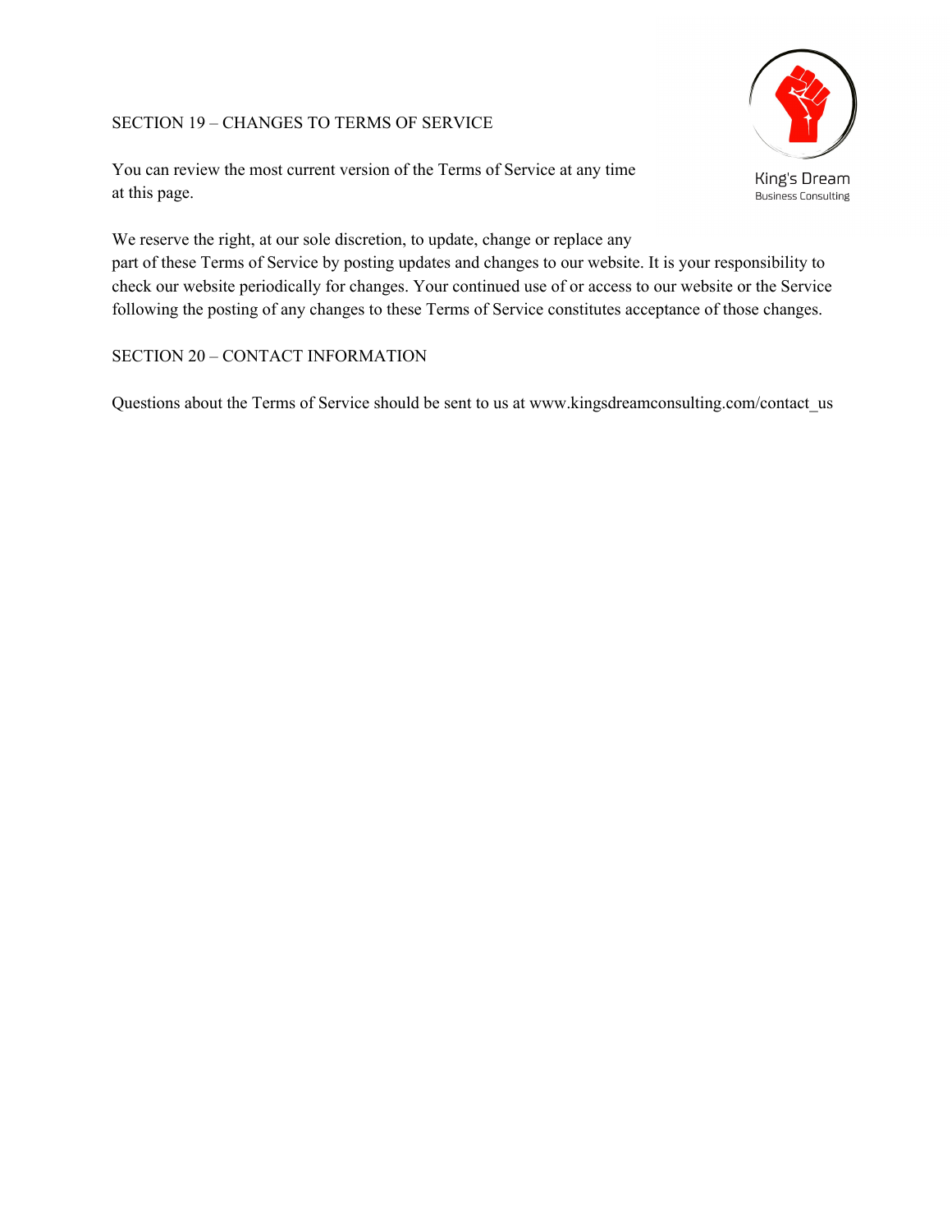## SECTION 19 – CHANGES TO TERMS OF SERVICE

You can review the most current version of the Terms of Service at any time at this page.

We reserve the right, at our sole discretion, to update, change or replace any part of these Terms of Service by posting updates and changes to our website. It is your responsibility to check our website periodically for changes. Your continued use of or access to our website or the Service following the posting of any changes to these Terms of Service constitutes acceptance of those changes.

## SECTION 20 – CONTACT INFORMATION

Questions about the Terms of Service should be sent to us at www.kingsdreamconsulting.com/contact_us